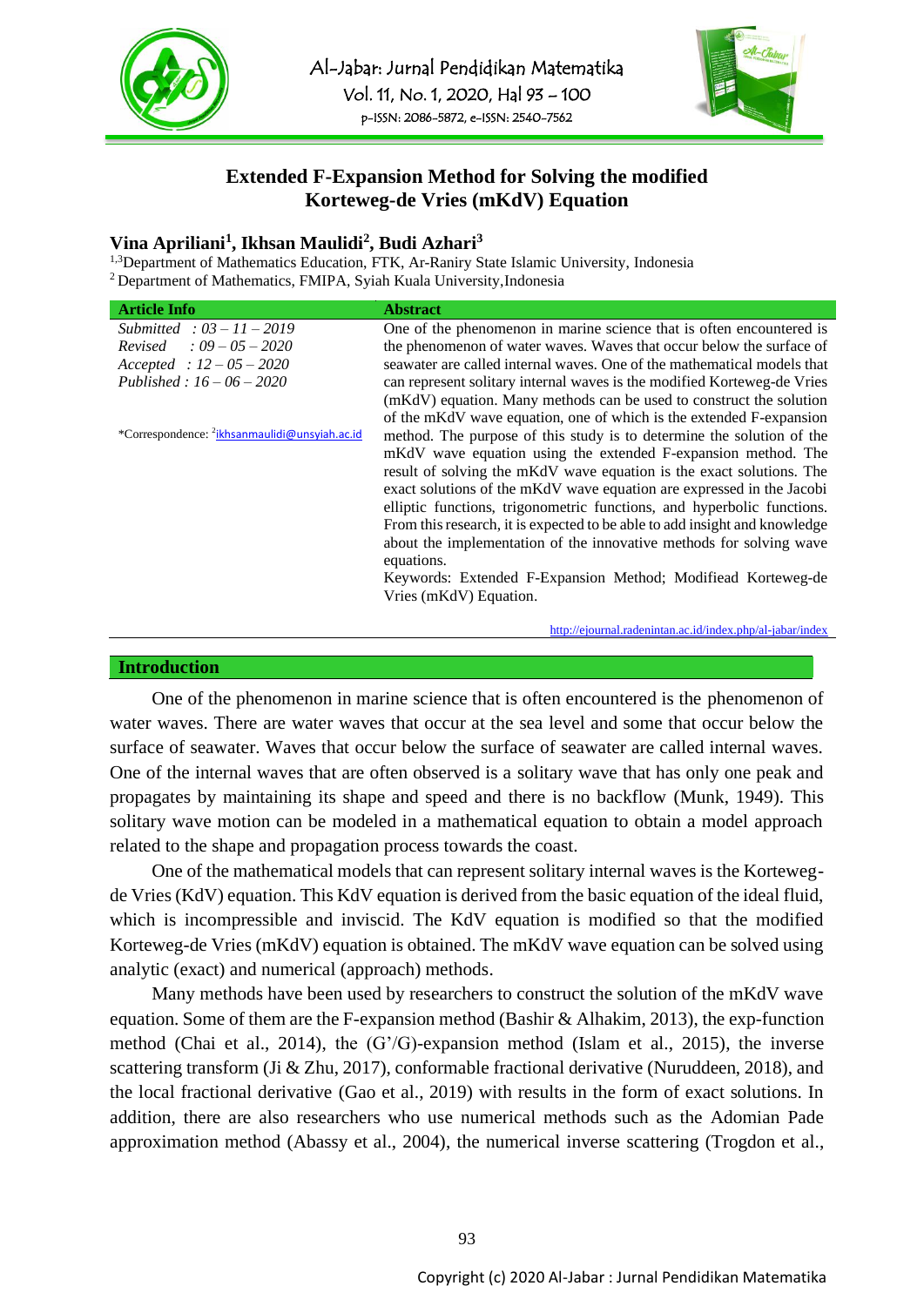# Extended F-Expansion Method for Solving the modified Korteweg-de Vries (mKdV) Equation

**Vina Apriliani[1], Ikhsan Maulidi[2], Budi Azhari[3]**

[1,3]Department of Mathematics Education, FTK, Ar-Raniry State Islamic University, Indonesia
[2] Department of Mathematics, FMIPA, Syiah Kuala University, Indonesia

| Article Info | Abstract |
|---|---|
| *Submitted : 03 – 11 – 2019*<br>*Revised : 09 – 05 – 2020*<br>*Accepted : 12 – 05 – 2020*<br>*Published : 16 – 06 – 2020*<br><br>*Correspondence: [2]ikhsanmaulidi@unsyiah.ac.id | One of the phenomenon in marine science that is often encountered is the phenomenon of water waves. Waves that occur below the surface of seawater are called internal waves. One of the mathematical models that can represent solitary internal waves is the modified Korteweg-de Vries (mKdV) equation. Many methods can be used to construct the solution of the mKdV wave equation, one of which is the extended F-expansion method. The purpose of this study is to determine the solution of the mKdV wave equation using the extended F-expansion method. The result of solving the mKdV wave equation is the exact solutions. The exact solutions of the mKdV wave equation are expressed in the Jacobi elliptic functions, trigonometric functions, and hyperbolic functions. From this research, it is expected to be able to add insight and knowledge about the implementation of the innovative methods for solving wave equations.<br>Keywords: Extended F-Expansion Method; Modifiead Korteweg-de Vries (mKdV) Equation. |

http://ejournal.radenintan.ac.id/index.php/al-jabar/index

## Introduction

One of the phenomenon in marine science that is often encountered is the phenomenon of water waves. There are water waves that occur at the sea level and some that occur below the surface of seawater. Waves that occur below the surface of seawater are called internal waves. One of the internal waves that are often observed is a solitary wave that has only one peak and propagates by maintaining its shape and speed and there is no backflow (Munk, 1949). This solitary wave motion can be modeled in a mathematical equation to obtain a model approach related to the shape and propagation process towards the coast.

One of the mathematical models that can represent solitary internal waves is the Korteweg-de Vries (KdV) equation. This KdV equation is derived from the basic equation of the ideal fluid, which is incompressible and inviscid. The KdV equation is modified so that the modified Korteweg-de Vries (mKdV) equation is obtained. The mKdV wave equation can be solved using analytic (exact) and numerical (approach) methods.

Many methods have been used by researchers to construct the solution of the mKdV wave equation. Some of them are the F-expansion method (Bashir & Alhakim, 2013), the exp-function method (Chai et al., 2014), the (G'/G)-expansion method (Islam et al., 2015), the inverse scattering transform (Ji & Zhu, 2017), conformable fractional derivative (Nuruddeen, 2018), and the local fractional derivative (Gao et al., 2019) with results in the form of exact solutions. In addition, there are also researchers who use numerical methods such as the Adomian Pade approximation method (Abassy et al., 2004), the numerical inverse scattering (Trogdon et al.,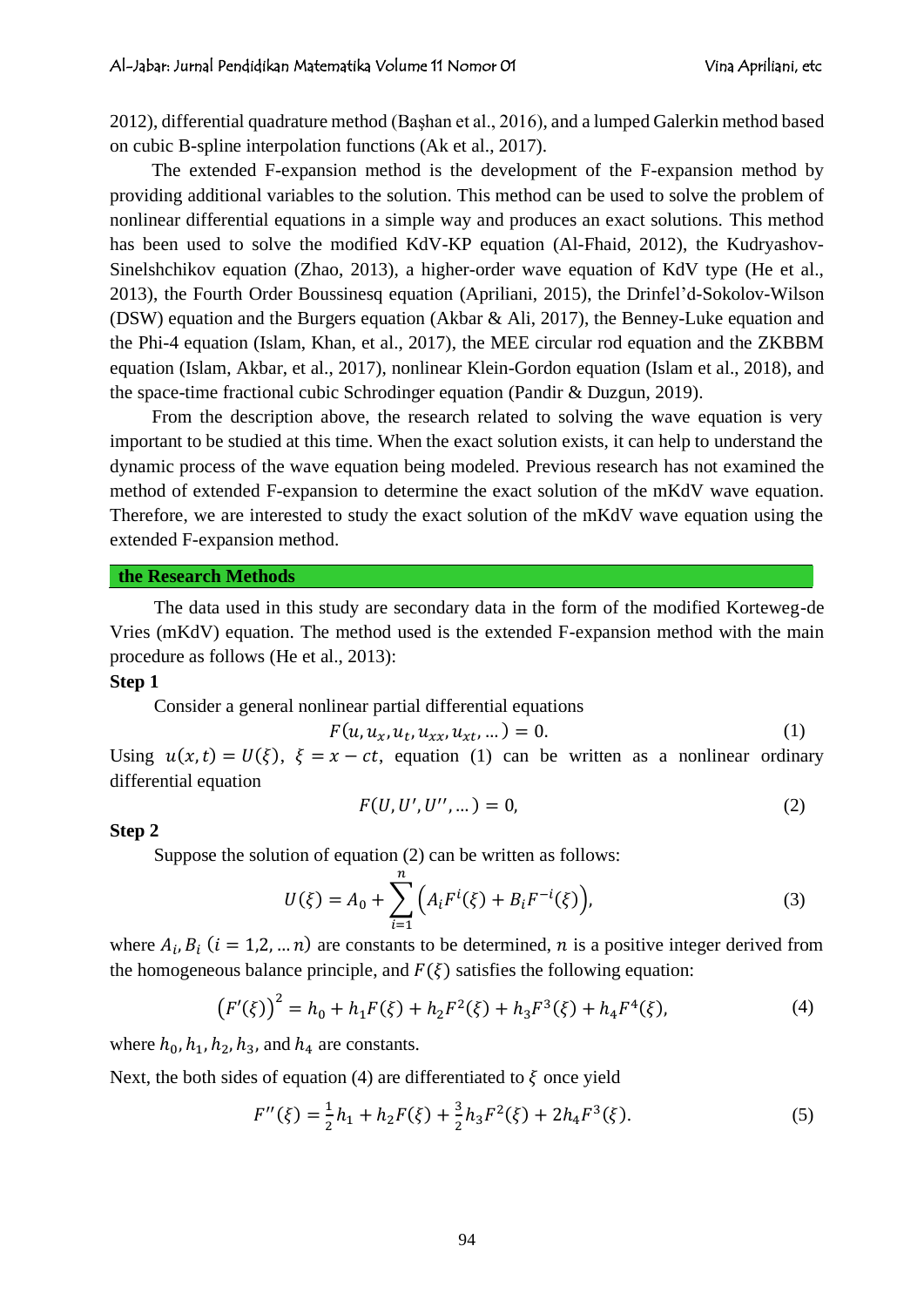2012), differential quadrature method (Başhan et al., 2016), and a lumped Galerkin method based on cubic B-spline interpolation functions (Ak et al., 2017).

The extended F-expansion method is the development of the F-expansion method by providing additional variables to the solution. This method can be used to solve the problem of nonlinear differential equations in a simple way and produces an exact solutions. This method has been used to solve the modified KdV-KP equation (Al-Fhaid, 2012), the Kudryashov-Sinelshchikov equation (Zhao, 2013), a higher-order wave equation of KdV type (He et al., 2013), the Fourth Order Boussinesq equation (Apriliani, 2015), the Drinfel'd-Sokolov-Wilson (DSW) equation and the Burgers equation (Akbar & Ali, 2017), the Benney-Luke equation and the Phi-4 equation (Islam, Khan, et al., 2017), the MEE circular rod equation and the ZKBBM equation (Islam, Akbar, et al., 2017), nonlinear Klein-Gordon equation (Islam et al., 2018), and the space-time fractional cubic Schrodinger equation (Pandir & Duzgun, 2019).

From the description above, the research related to solving the wave equation is very important to be studied at this time. When the exact solution exists, it can help to understand the dynamic process of the wave equation being modeled. Previous research has not examined the method of extended F-expansion to determine the exact solution of the mKdV wave equation. Therefore, we are interested to study the exact solution of the mKdV wave equation using the extended F-expansion method.

## the Research Methods

The data used in this study are secondary data in the form of the modified Korteweg-de Vries (mKdV) equation. The method used is the extended F-expansion method with the main procedure as follows (He et al., 2013):

**Step 1**

Consider a general nonlinear partial differential equations

$$F(u, u_x, u_t, u_{xx}, u_{xt}, \dots) = 0. \tag{1}$$

Using $u(x,t) = U(\xi)$, $\xi = x - ct$, equation (1) can be written as a nonlinear ordinary differential equation

$$F(U, U', U'', \dots) = 0, \tag{2}$$

**Step 2**

Suppose the solution of equation (2) can be written as follows:

$$U(\xi) = A_0 + \sum_{i=1}^{n} \left( A_i F^i(\xi) + B_i F^{-i}(\xi) \right), \tag{3}$$

where $A_i, B_i$ $(i = 1,2, \dots n)$ are constants to be determined, $n$ is a positive integer derived from the homogeneous balance principle, and $F(\xi)$ satisfies the following equation:

$$\left(F'(\xi)\right)^2 = h_0 + h_1 F(\xi) + h_2 F^2(\xi) + h_3 F^3(\xi) + h_4 F^4(\xi), \tag{4}$$

where $h_0, h_1, h_2, h_3$, and $h_4$ are constants.

Next, the both sides of equation (4) are differentiated to $\xi$ once yield

$$F''(\xi) = \tfrac{1}{2} h_1 + h_2 F(\xi) + \tfrac{3}{2} h_3 F^2(\xi) + 2 h_4 F^3(\xi). \tag{5}$$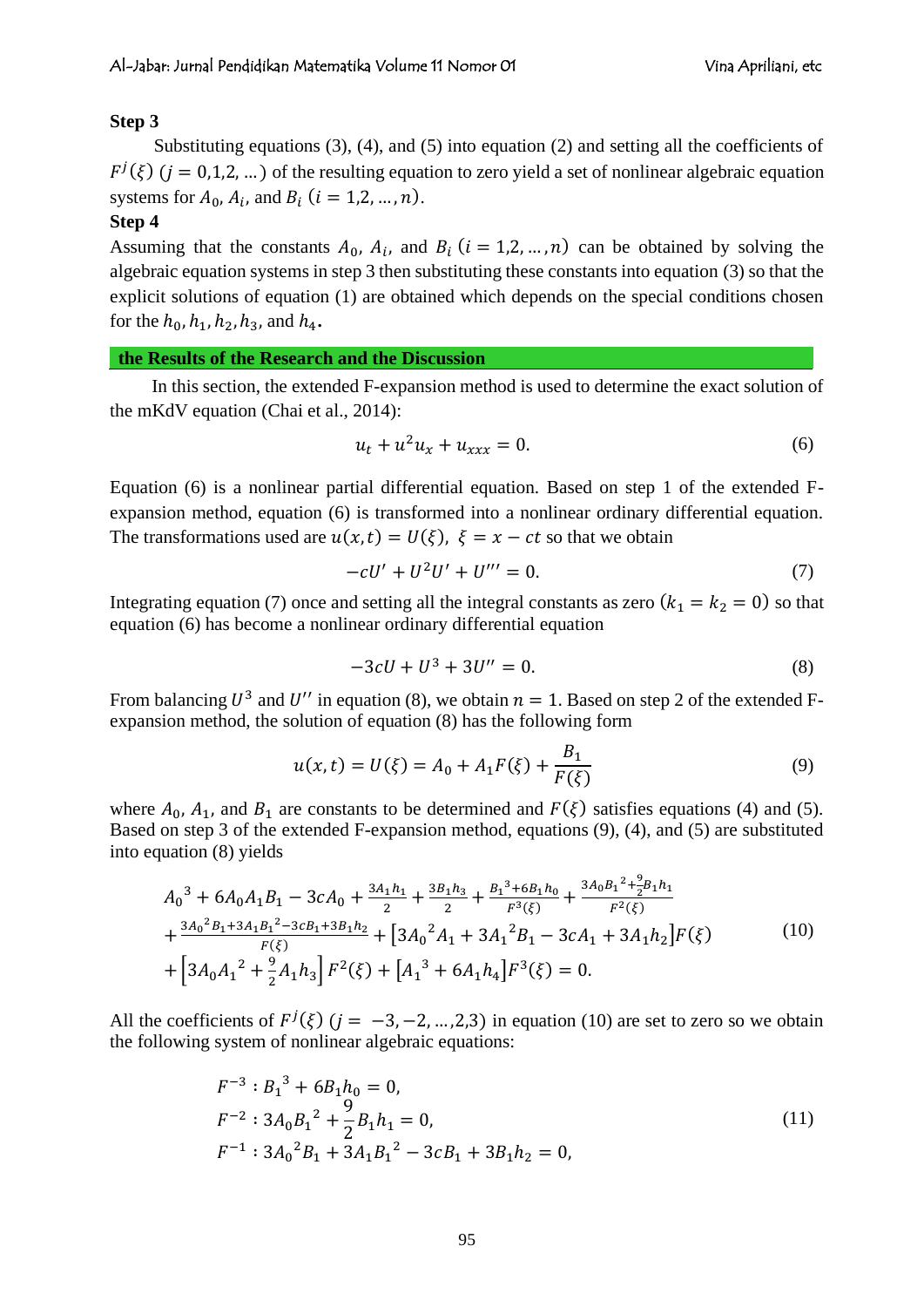**Step 3**

Substituting equations (3), (4), and (5) into equation (2) and setting all the coefficients of $F^j(\xi)$ $(j = 0,1,2, ...)$ of the resulting equation to zero yield a set of nonlinear algebraic equation systems for $A_0$, $A_i$, and $B_i$ $(i = 1,2, ..., n)$.

**Step 4**

Assuming that the constants $A_0$, $A_i$, and $B_i$ $(i = 1,2, ..., n)$ can be obtained by solving the algebraic equation systems in step 3 then substituting these constants into equation (3) so that the explicit solutions of equation (1) are obtained which depends on the special conditions chosen for the $h_0, h_1, h_2, h_3$, and $h_4$.

## the Results of the Research and the Discussion

In this section, the extended F-expansion method is used to determine the exact solution of the mKdV equation (Chai et al., 2014):

$$u_t + u^2 u_x + u_{xxx} = 0. \tag{6}$$

Equation (6) is a nonlinear partial differential equation. Based on step 1 of the extended F-expansion method, equation (6) is transformed into a nonlinear ordinary differential equation. The transformations used are $u(x,t) = U(\xi)$, $\xi = x - ct$ so that we obtain

$$-cU' + U^2 U' + U''' = 0. \tag{7}$$

Integrating equation (7) once and setting all the integral constants as zero $(k_1 = k_2 = 0)$ so that equation (6) has become a nonlinear ordinary differential equation

$$-3cU + U^3 + 3U'' = 0. \tag{8}$$

From balancing $U^3$ and $U''$ in equation (8), we obtain $n = 1$. Based on step 2 of the extended F-expansion method, the solution of equation (8) has the following form

$$u(x,t) = U(\xi) = A_0 + A_1 F(\xi) + \frac{B_1}{F(\xi)} \tag{9}$$

where $A_0$, $A_1$, and $B_1$ are constants to be determined and $F(\xi)$ satisfies equations (4) and (5). Based on step 3 of the extended F-expansion method, equations (9), (4), and (5) are substituted into equation (8) yields

$$\begin{aligned} &{A_0}^3 + 6A_0A_1B_1 - 3cA_0 + \tfrac{3A_1h_1}{2} + \tfrac{3B_1h_3}{2} + \tfrac{{B_1}^3 + 6B_1h_0}{F^3(\xi)} + \tfrac{3A_0{B_1}^2 + \frac{9}{2}B_1h_1}{F^2(\xi)} \\ &+ \tfrac{3{A_0}^2B_1 + 3A_1{B_1}^2 - 3cB_1 + 3B_1h_2}{F(\xi)} + \left[3{A_0}^2A_1 + 3{A_1}^2B_1 - 3cA_1 + 3A_1h_2\right]F(\xi) \\ &+ \left[3A_0{A_1}^2 + \tfrac{9}{2}A_1h_3\right]F^2(\xi) + \left[{A_1}^3 + 6A_1h_4\right]F^3(\xi) = 0. \end{aligned} \tag{10}$$

All the coefficients of $F^j(\xi)$ $(j = -3, -2, ..., 2, 3)$ in equation (10) are set to zero so we obtain the following system of nonlinear algebraic equations:

$$\begin{aligned} &F^{-3} : {B_1}^3 + 6B_1h_0 = 0, \\ &F^{-2} : 3A_0{B_1}^2 + \frac{9}{2}B_1h_1 = 0, \\ &F^{-1} : 3{A_0}^2B_1 + 3A_1{B_1}^2 - 3cB_1 + 3B_1h_2 = 0, \end{aligned} \tag{11}$$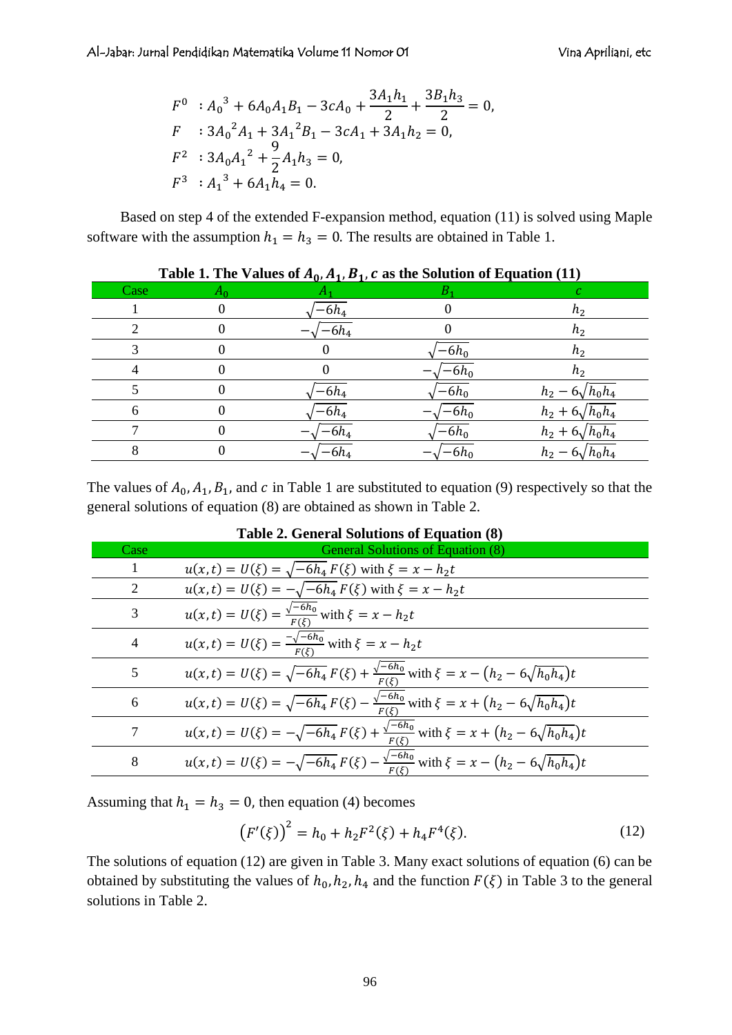$$
\begin{aligned}
F^0 &: {A_0}^3 + 6A_0A_1B_1 - 3cA_0 + \frac{3A_1h_1}{2} + \frac{3B_1h_3}{2} = 0, \\
F &: 3{A_0}^2A_1 + 3{A_1}^2B_1 - 3cA_1 + 3A_1h_2 = 0, \\
F^2 &: 3A_0{A_1}^2 + \frac{9}{2}A_1h_3 = 0, \\
F^3 &: {A_1}^3 + 6A_1h_4 = 0.
\end{aligned}
$$

Based on step 4 of the extended F-expansion method, equation (11) is solved using Maple software with the assumption $h_1 = h_3 = 0$. The results are obtained in Table 1.

**Table 1. The Values of $A_0, A_1, B_1, c$ as the Solution of Equation (11)**

| Case | $A_0$ | $A_1$ | $B_1$ | $c$ |
|---|---|---|---|---|
| 1 | 0 | $\sqrt{-6h_4}$ | 0 | $h_2$ |
| 2 | 0 | $-\sqrt{-6h_4}$ | 0 | $h_2$ |
| 3 | 0 | 0 | $\sqrt{-6h_0}$ | $h_2$ |
| 4 | 0 | 0 | $-\sqrt{-6h_0}$ | $h_2$ |
| 5 | 0 | $\sqrt{-6h_4}$ | $\sqrt{-6h_0}$ | $h_2 - 6\sqrt{h_0h_4}$ |
| 6 | 0 | $\sqrt{-6h_4}$ | $-\sqrt{-6h_0}$ | $h_2 + 6\sqrt{h_0h_4}$ |
| 7 | 0 | $-\sqrt{-6h_4}$ | $\sqrt{-6h_0}$ | $h_2 + 6\sqrt{h_0h_4}$ |
| 8 | 0 | $-\sqrt{-6h_4}$ | $-\sqrt{-6h_0}$ | $h_2 - 6\sqrt{h_0h_4}$ |

The values of $A_0, A_1, B_1$, and $c$ in Table 1 are substituted to equation (9) respectively so that the general solutions of equation (8) are obtained as shown in Table 2.

**Table 2. General Solutions of Equation (8)**

| Case | General Solutions of Equation (8) |
|---|---|
| 1 | $u(x,t) = U(\xi) = \sqrt{-6h_4}\,F(\xi)$ with $\xi = x - h_2t$ |
| 2 | $u(x,t) = U(\xi) = -\sqrt{-6h_4}\,F(\xi)$ with $\xi = x - h_2t$ |
| 3 | $u(x,t) = U(\xi) = \frac{\sqrt{-6h_0}}{F(\xi)}$ with $\xi = x - h_2t$ |
| 4 | $u(x,t) = U(\xi) = \frac{-\sqrt{-6h_0}}{F(\xi)}$ with $\xi = x - h_2t$ |
| 5 | $u(x,t) = U(\xi) = \sqrt{-6h_4}\,F(\xi) + \frac{\sqrt{-6h_0}}{F(\xi)}$ with $\xi = x - \left(h_2 - 6\sqrt{h_0h_4}\right)t$ |
| 6 | $u(x,t) = U(\xi) = \sqrt{-6h_4}\,F(\xi) - \frac{\sqrt{-6h_0}}{F(\xi)}$ with $\xi = x + \left(h_2 - 6\sqrt{h_0h_4}\right)t$ |
| 7 | $u(x,t) = U(\xi) = -\sqrt{-6h_4}\,F(\xi) + \frac{\sqrt{-6h_0}}{F(\xi)}$ with $\xi = x + \left(h_2 - 6\sqrt{h_0h_4}\right)t$ |
| 8 | $u(x,t) = U(\xi) = -\sqrt{-6h_4}\,F(\xi) - \frac{\sqrt{-6h_0}}{F(\xi)}$ with $\xi = x - \left(h_2 - 6\sqrt{h_0h_4}\right)t$ |

Assuming that $h_1 = h_3 = 0$, then equation (4) becomes

$$
\left(F'(\xi)\right)^2 = h_0 + h_2F^2(\xi) + h_4F^4(\xi). \tag{12}
$$

The solutions of equation (12) are given in Table 3. Many exact solutions of equation (6) can be obtained by substituting the values of $h_0, h_2, h_4$ and the function $F(\xi)$ in Table 3 to the general solutions in Table 2.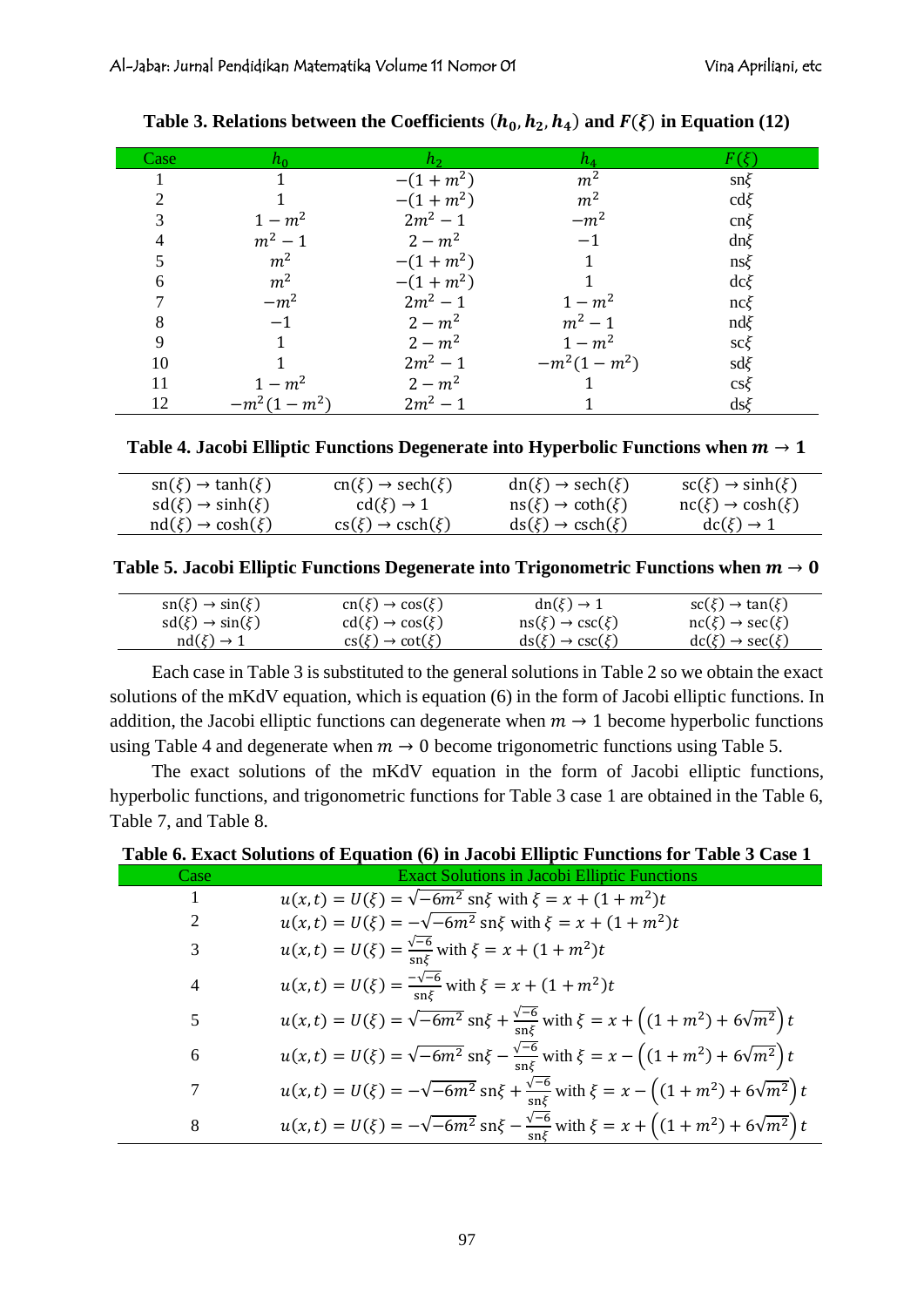**Table 3. Relations between the Coefficients $(h_0, h_2, h_4)$ and $F(\xi)$ in Equation (12)**

| Case | $h_0$ | $h_2$ | $h_4$ | $F(\xi)$ |
|---|---|---|---|---|
| 1 | $1$ | $-(1+m^2)$ | $m^2$ | $\mathrm{sn}\xi$ |
| 2 | $1$ | $-(1+m^2)$ | $m^2$ | $\mathrm{cd}\xi$ |
| 3 | $1-m^2$ | $2m^2-1$ | $-m^2$ | $\mathrm{cn}\xi$ |
| 4 | $m^2-1$ | $2-m^2$ | $-1$ | $\mathrm{dn}\xi$ |
| 5 | $m^2$ | $-(1+m^2)$ | $1$ | $\mathrm{ns}\xi$ |
| 6 | $m^2$ | $-(1+m^2)$ | $1$ | $\mathrm{dc}\xi$ |
| 7 | $-m^2$ | $2m^2-1$ | $1-m^2$ | $\mathrm{nc}\xi$ |
| 8 | $-1$ | $2-m^2$ | $m^2-1$ | $\mathrm{nd}\xi$ |
| 9 | $1$ | $2-m^2$ | $1-m^2$ | $\mathrm{sc}\xi$ |
| 10 | $1$ | $2m^2-1$ | $-m^2(1-m^2)$ | $\mathrm{sd}\xi$ |
| 11 | $1-m^2$ | $2-m^2$ | $1$ | $\mathrm{cs}\xi$ |
| 12 | $-m^2(1-m^2)$ | $2m^2-1$ | $1$ | $\mathrm{ds}\xi$ |

**Table 4. Jacobi Elliptic Functions Degenerate into Hyperbolic Functions when $m \to 1$**

| | | | |
|---|---|---|---|
| $\mathrm{sn}(\xi) \to \tanh(\xi)$ | $\mathrm{cn}(\xi) \to \mathrm{sech}(\xi)$ | $\mathrm{dn}(\xi) \to \mathrm{sech}(\xi)$ | $\mathrm{sc}(\xi) \to \sinh(\xi)$ |
| $\mathrm{sd}(\xi) \to \sinh(\xi)$ | $\mathrm{cd}(\xi) \to 1$ | $\mathrm{ns}(\xi) \to \coth(\xi)$ | $\mathrm{nc}(\xi) \to \cosh(\xi)$ |
| $\mathrm{nd}(\xi) \to \cosh(\xi)$ | $\mathrm{cs}(\xi) \to \mathrm{csch}(\xi)$ | $\mathrm{ds}(\xi) \to \mathrm{csch}(\xi)$ | $\mathrm{dc}(\xi) \to 1$ |

**Table 5. Jacobi Elliptic Functions Degenerate into Trigonometric Functions when $m \to 0$**

| | | | |
|---|---|---|---|
| $\mathrm{sn}(\xi) \to \sin(\xi)$ | $\mathrm{cn}(\xi) \to \cos(\xi)$ | $\mathrm{dn}(\xi) \to 1$ | $\mathrm{sc}(\xi) \to \tan(\xi)$ |
| $\mathrm{sd}(\xi) \to \sin(\xi)$ | $\mathrm{cd}(\xi) \to \cos(\xi)$ | $\mathrm{ns}(\xi) \to \csc(\xi)$ | $\mathrm{nc}(\xi) \to \sec(\xi)$ |
| $\mathrm{nd}(\xi) \to 1$ | $\mathrm{cs}(\xi) \to \cot(\xi)$ | $\mathrm{ds}(\xi) \to \csc(\xi)$ | $\mathrm{dc}(\xi) \to \sec(\xi)$ |

Each case in Table 3 is substituted to the general solutions in Table 2 so we obtain the exact solutions of the mKdV equation, which is equation (6) in the form of Jacobi elliptic functions. In addition, the Jacobi elliptic functions can degenerate when $m \to 1$ become hyperbolic functions using Table 4 and degenerate when $m \to 0$ become trigonometric functions using Table 5.

The exact solutions of the mKdV equation in the form of Jacobi elliptic functions, hyperbolic functions, and trigonometric functions for Table 3 case 1 are obtained in the Table 6, Table 7, and Table 8.

**Table 6. Exact Solutions of Equation (6) in Jacobi Elliptic Functions for Table 3 Case 1**

| Case | Exact Solutions in Jacobi Elliptic Functions |
|---|---|
| 1 | $u(x,t) = U(\xi) = \sqrt{-6m^2}\,\mathrm{sn}\xi$ with $\xi = x + (1+m^2)t$ |
| 2 | $u(x,t) = U(\xi) = -\sqrt{-6m^2}\,\mathrm{sn}\xi$ with $\xi = x + (1+m^2)t$ |
| 3 | $u(x,t) = U(\xi) = \frac{\sqrt{-6}}{\mathrm{sn}\xi}$ with $\xi = x + (1+m^2)t$ |
| 4 | $u(x,t) = U(\xi) = \frac{-\sqrt{-6}}{\mathrm{sn}\xi}$ with $\xi = x + (1+m^2)t$ |
| 5 | $u(x,t) = U(\xi) = \sqrt{-6m^2}\,\mathrm{sn}\xi + \frac{\sqrt{-6}}{\mathrm{sn}\xi}$ with $\xi = x + \left((1+m^2) + 6\sqrt{m^2}\right)t$ |
| 6 | $u(x,t) = U(\xi) = \sqrt{-6m^2}\,\mathrm{sn}\xi - \frac{\sqrt{-6}}{\mathrm{sn}\xi}$ with $\xi = x - \left((1+m^2) + 6\sqrt{m^2}\right)t$ |
| 7 | $u(x,t) = U(\xi) = -\sqrt{-6m^2}\,\mathrm{sn}\xi + \frac{\sqrt{-6}}{\mathrm{sn}\xi}$ with $\xi = x - \left((1+m^2) + 6\sqrt{m^2}\right)t$ |
| 8 | $u(x,t) = U(\xi) = -\sqrt{-6m^2}\,\mathrm{sn}\xi - \frac{\sqrt{-6}}{\mathrm{sn}\xi}$ with $\xi = x + \left((1+m^2) + 6\sqrt{m^2}\right)t$ |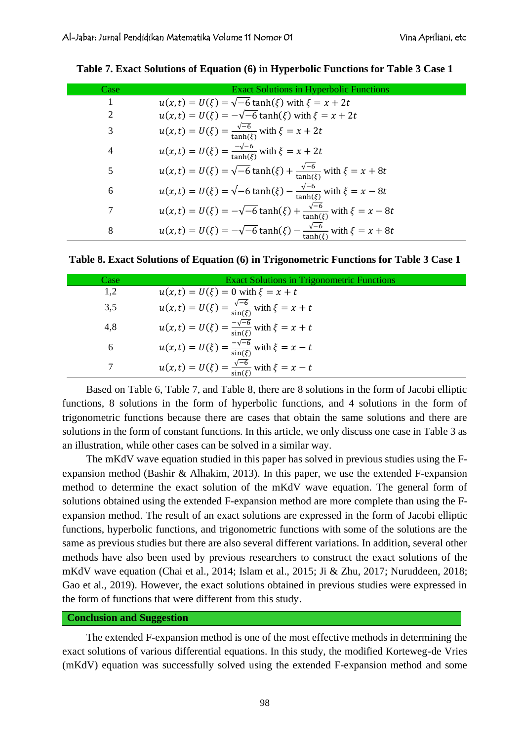**Table 7. Exact Solutions of Equation (6) in Hyperbolic Functions for Table 3 Case 1**

| Case | Exact Solutions in Hyperbolic Functions |
|---|---|
| 1 | $u(x,t) = U(\xi) = \sqrt{-6}\tanh(\xi)$ with $\xi = x + 2t$ |
| 2 | $u(x,t) = U(\xi) = -\sqrt{-6}\tanh(\xi)$ with $\xi = x + 2t$ |
| 3 | $u(x,t) = U(\xi) = \frac{\sqrt{-6}}{\tanh(\xi)}$ with $\xi = x + 2t$ |
| 4 | $u(x,t) = U(\xi) = \frac{-\sqrt{-6}}{\tanh(\xi)}$ with $\xi = x + 2t$ |
| 5 | $u(x,t) = U(\xi) = \sqrt{-6}\tanh(\xi) + \frac{\sqrt{-6}}{\tanh(\xi)}$ with $\xi = x + 8t$ |
| 6 | $u(x,t) = U(\xi) = \sqrt{-6}\tanh(\xi) - \frac{\sqrt{-6}}{\tanh(\xi)}$ with $\xi = x - 8t$ |
| 7 | $u(x,t) = U(\xi) = -\sqrt{-6}\tanh(\xi) + \frac{\sqrt{-6}}{\tanh(\xi)}$ with $\xi = x - 8t$ |
| 8 | $u(x,t) = U(\xi) = -\sqrt{-6}\tanh(\xi) - \frac{\sqrt{-6}}{\tanh(\xi)}$ with $\xi = x + 8t$ |

**Table 8. Exact Solutions of Equation (6) in Trigonometric Functions for Table 3 Case 1**

| Case | Exact Solutions in Trigonometric Functions |
|---|---|
| 1,2 | $u(x,t) = U(\xi) = 0$ with $\xi = x + t$ |
| 3,5 | $u(x,t) = U(\xi) = \frac{\sqrt{-6}}{\sin(\xi)}$ with $\xi = x + t$ |
| 4,8 | $u(x,t) = U(\xi) = \frac{-\sqrt{-6}}{\sin(\xi)}$ with $\xi = x + t$ |
| 6 | $u(x,t) = U(\xi) = \frac{-\sqrt{-6}}{\sin(\xi)}$ with $\xi = x - t$ |
| 7 | $u(x,t) = U(\xi) = \frac{\sqrt{-6}}{\sin(\xi)}$ with $\xi = x - t$ |

Based on Table 6, Table 7, and Table 8, there are 8 solutions in the form of Jacobi elliptic functions, 8 solutions in the form of hyperbolic functions, and 4 solutions in the form of trigonometric functions because there are cases that obtain the same solutions and there are solutions in the form of constant functions. In this article, we only discuss one case in Table 3 as an illustration, while other cases can be solved in a similar way.

The mKdV wave equation studied in this paper has solved in previous studies using the F-expansion method (Bashir & Alhakim, 2013). In this paper, we use the extended F-expansion method to determine the exact solution of the mKdV wave equation. The general form of solutions obtained using the extended F-expansion method are more complete than using the F-expansion method. The result of an exact solutions are expressed in the form of Jacobi elliptic functions, hyperbolic functions, and trigonometric functions with some of the solutions are the same as previous studies but there are also several different variations. In addition, several other methods have also been used by previous researchers to construct the exact solutions of the mKdV wave equation (Chai et al., 2014; Islam et al., 2015; Ji & Zhu, 2017; Nuruddeen, 2018; Gao et al., 2019). However, the exact solutions obtained in previous studies were expressed in the form of functions that were different from this study.

## Conclusion and Suggestion

The extended F-expansion method is one of the most effective methods in determining the exact solutions of various differential equations. In this study, the modified Korteweg-de Vries (mKdV) equation was successfully solved using the extended F-expansion method and some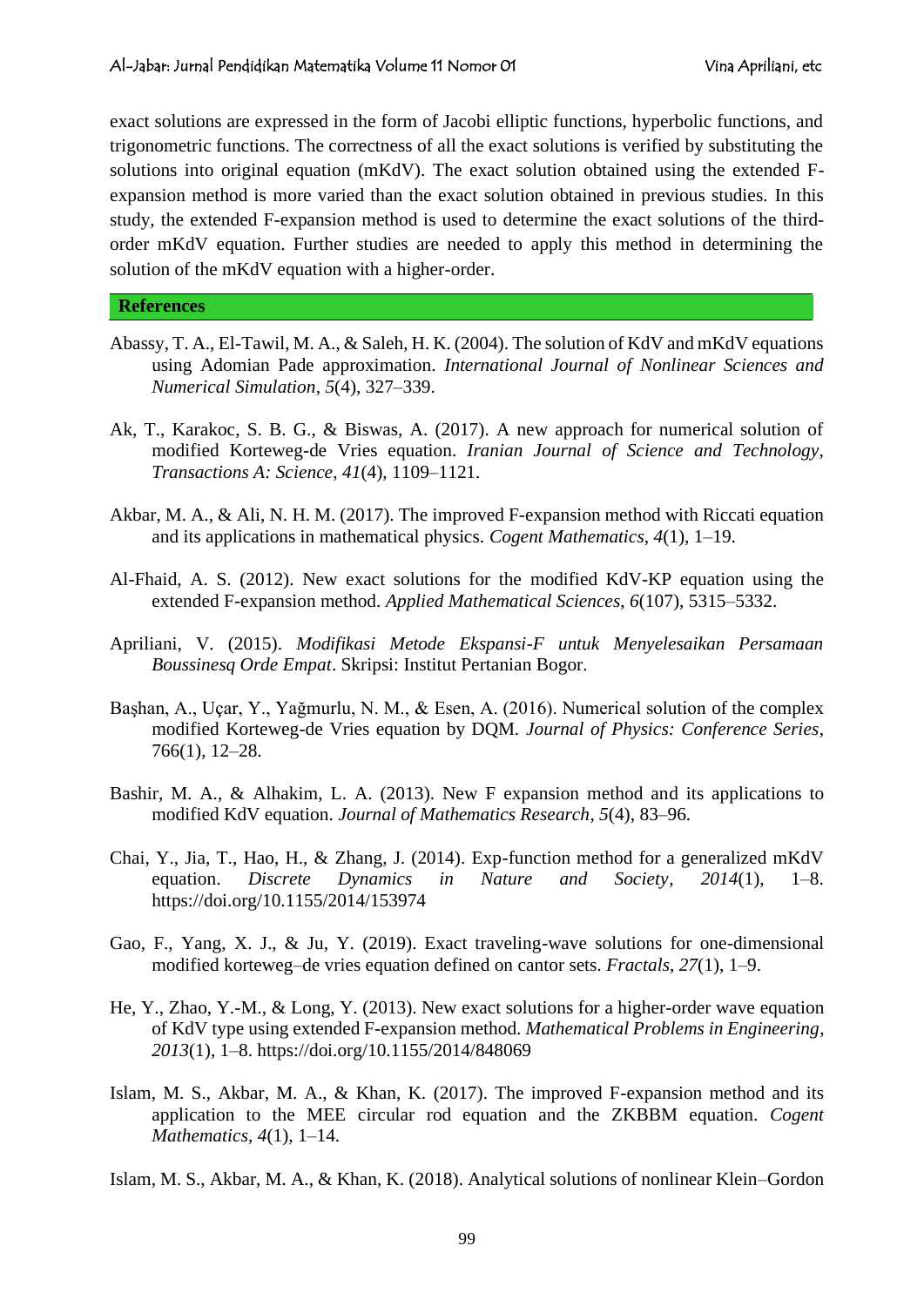exact solutions are expressed in the form of Jacobi elliptic functions, hyperbolic functions, and trigonometric functions. The correctness of all the exact solutions is verified by substituting the solutions into original equation (mKdV). The exact solution obtained using the extended F-expansion method is more varied than the exact solution obtained in previous studies. In this study, the extended F-expansion method is used to determine the exact solutions of the third-order mKdV equation. Further studies are needed to apply this method in determining the solution of the mKdV equation with a higher-order.

## References

Abassy, T. A., El-Tawil, M. A., & Saleh, H. K. (2004). The solution of KdV and mKdV equations using Adomian Pade approximation. *International Journal of Nonlinear Sciences and Numerical Simulation*, *5*(4), 327–339.

Ak, T., Karakoc, S. B. G., & Biswas, A. (2017). A new approach for numerical solution of modified Korteweg-de Vries equation. *Iranian Journal of Science and Technology, Transactions A: Science*, *41*(4), 1109–1121.

Akbar, M. A., & Ali, N. H. M. (2017). The improved F-expansion method with Riccati equation and its applications in mathematical physics. *Cogent Mathematics*, *4*(1), 1–19.

Al-Fhaid, A. S. (2012). New exact solutions for the modified KdV-KP equation using the extended F-expansion method. *Applied Mathematical Sciences*, *6*(107), 5315–5332.

Apriliani, V. (2015). *Modifikasi Metode Ekspansi-F untuk Menyelesaikan Persamaan Boussinesq Orde Empat*. Skripsi: Institut Pertanian Bogor.

Başhan, A., Uçar, Y., Yağmurlu, N. M., & Esen, A. (2016). Numerical solution of the complex modified Korteweg-de Vries equation by DQM. *Journal of Physics: Conference Series*, 766(1), 12–28.

Bashir, M. A., & Alhakim, L. A. (2013). New F expansion method and its applications to modified KdV equation. *Journal of Mathematics Research*, *5*(4), 83–96.

Chai, Y., Jia, T., Hao, H., & Zhang, J. (2014). Exp-function method for a generalized mKdV equation. *Discrete Dynamics in Nature and Society*, *2014*(1), 1–8. https://doi.org/10.1155/2014/153974

Gao, F., Yang, X. J., & Ju, Y. (2019). Exact traveling-wave solutions for one-dimensional modified korteweg–de vries equation defined on cantor sets. *Fractals*, *27*(1), 1–9.

He, Y., Zhao, Y.-M., & Long, Y. (2013). New exact solutions for a higher-order wave equation of KdV type using extended F-expansion method. *Mathematical Problems in Engineering*, *2013*(1), 1–8. https://doi.org/10.1155/2014/848069

Islam, M. S., Akbar, M. A., & Khan, K. (2017). The improved F-expansion method and its application to the MEE circular rod equation and the ZKBBM equation. *Cogent Mathematics*, *4*(1), 1–14.

Islam, M. S., Akbar, M. A., & Khan, K. (2018). Analytical solutions of nonlinear Klein–Gordon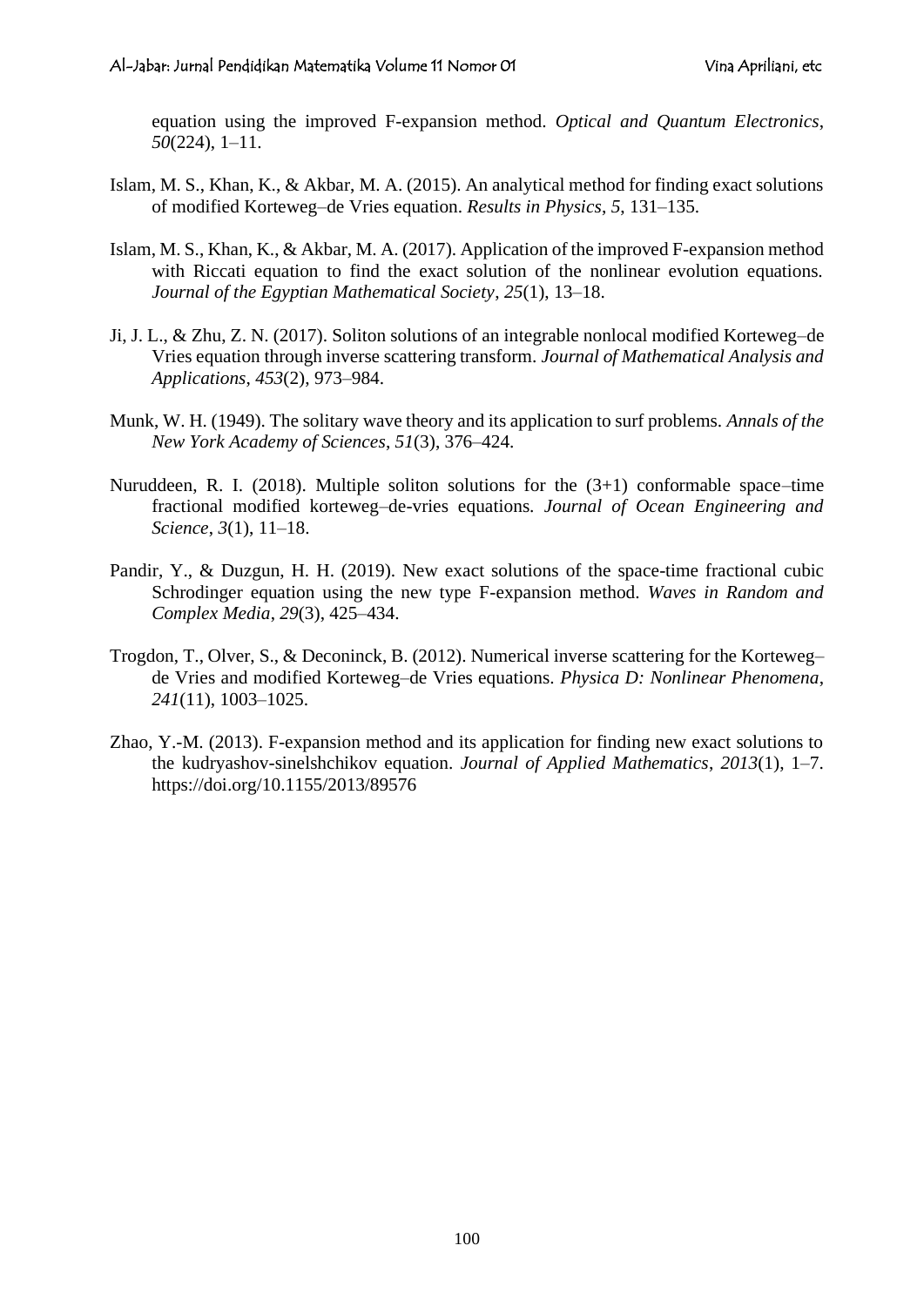equation using the improved F-expansion method. *Optical and Quantum Electronics*, *50*(224), 1–11.

Islam, M. S., Khan, K., & Akbar, M. A. (2015). An analytical method for finding exact solutions of modified Korteweg–de Vries equation. *Results in Physics*, *5*, 131–135.

Islam, M. S., Khan, K., & Akbar, M. A. (2017). Application of the improved F-expansion method with Riccati equation to find the exact solution of the nonlinear evolution equations. *Journal of the Egyptian Mathematical Society*, *25*(1), 13–18.

Ji, J. L., & Zhu, Z. N. (2017). Soliton solutions of an integrable nonlocal modified Korteweg–de Vries equation through inverse scattering transform. *Journal of Mathematical Analysis and Applications*, *453*(2), 973–984.

Munk, W. H. (1949). The solitary wave theory and its application to surf problems. *Annals of the New York Academy of Sciences*, *51*(3), 376–424.

Nuruddeen, R. I. (2018). Multiple soliton solutions for the (3+1) conformable space–time fractional modified korteweg–de-vries equations. *Journal of Ocean Engineering and Science*, *3*(1), 11–18.

Pandir, Y., & Duzgun, H. H. (2019). New exact solutions of the space-time fractional cubic Schrodinger equation using the new type F-expansion method. *Waves in Random and Complex Media*, *29*(3), 425–434.

Trogdon, T., Olver, S., & Deconinck, B. (2012). Numerical inverse scattering for the Korteweg–de Vries and modified Korteweg–de Vries equations. *Physica D: Nonlinear Phenomena*, *241*(11), 1003–1025.

Zhao, Y.-M. (2013). F-expansion method and its application for finding new exact solutions to the kudryashov-sinelshchikov equation. *Journal of Applied Mathematics*, *2013*(1), 1–7. https://doi.org/10.1155/2013/89576